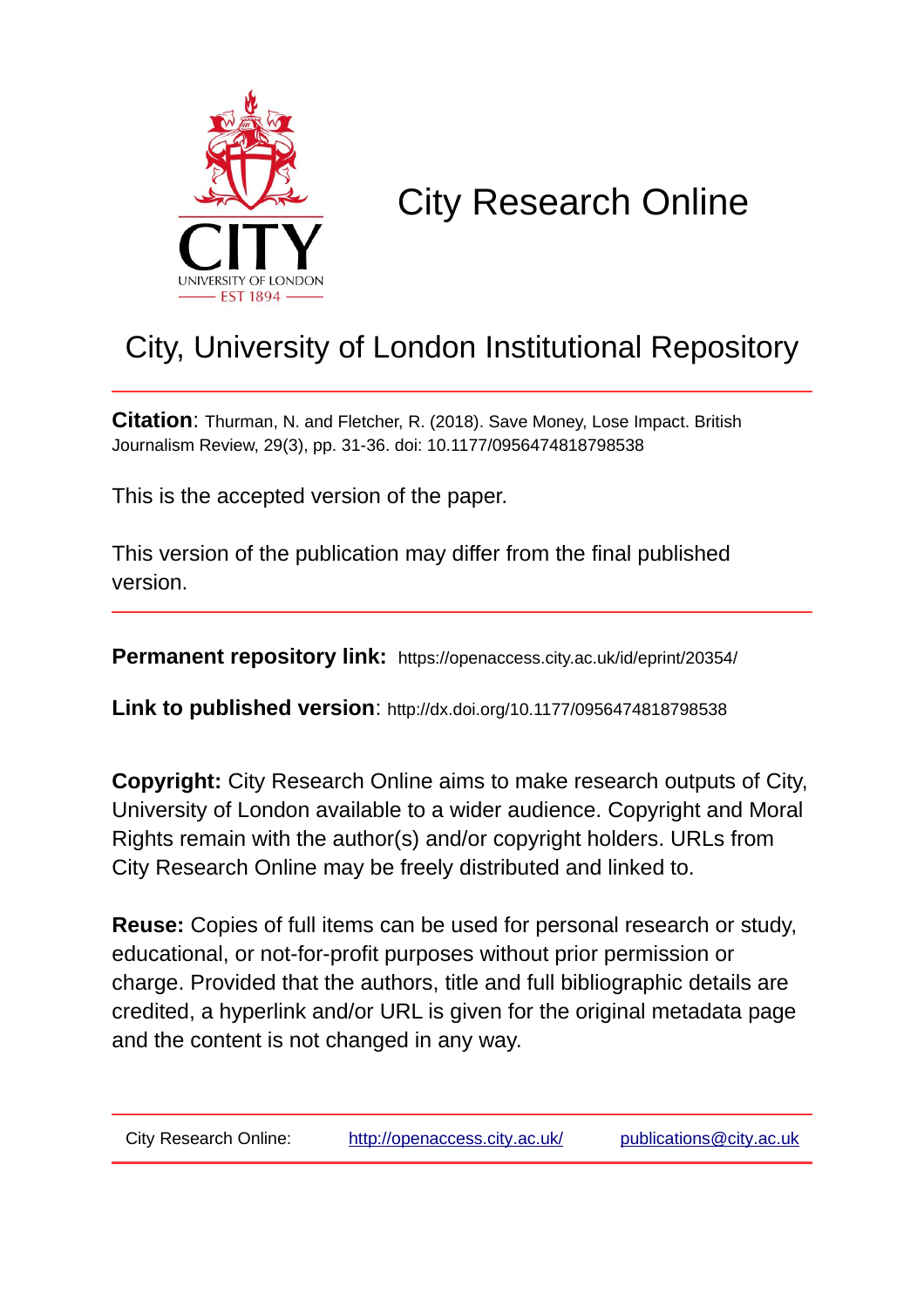# City Research Online

## City, University of London Institutional Repository

**Citation**: Thurman, N. and Fletcher, R. (2018). Save Money, Lose Impact. British Journalism Review, 29(3), pp. 31-36. doi: 10.1177/0956474818798538

This is the accepted version of the paper.

This version of the publication may differ from the final published version.

**Permanent repository link:** https://openaccess.city.ac.uk/id/eprint/20354/

**Link to published version**: http://dx.doi.org/10.1177/0956474818798538

**Copyright:** City Research Online aims to make research outputs of City, University of London available to a wider audience. Copyright and Moral Rights remain with the author(s) and/or copyright holders. URLs from City Research Online may be freely distributed and linked to.

**Reuse:** Copies of full items can be used for personal research or study, educational, or not-for-profit purposes without prior permission or charge. Provided that the authors, title and full bibliographic details are credited, a hyperlink and/or URL is given for the original metadata page and the content is not changed in any way.

City Research Online: http://openaccess.city.ac.uk/ publications@city.ac.uk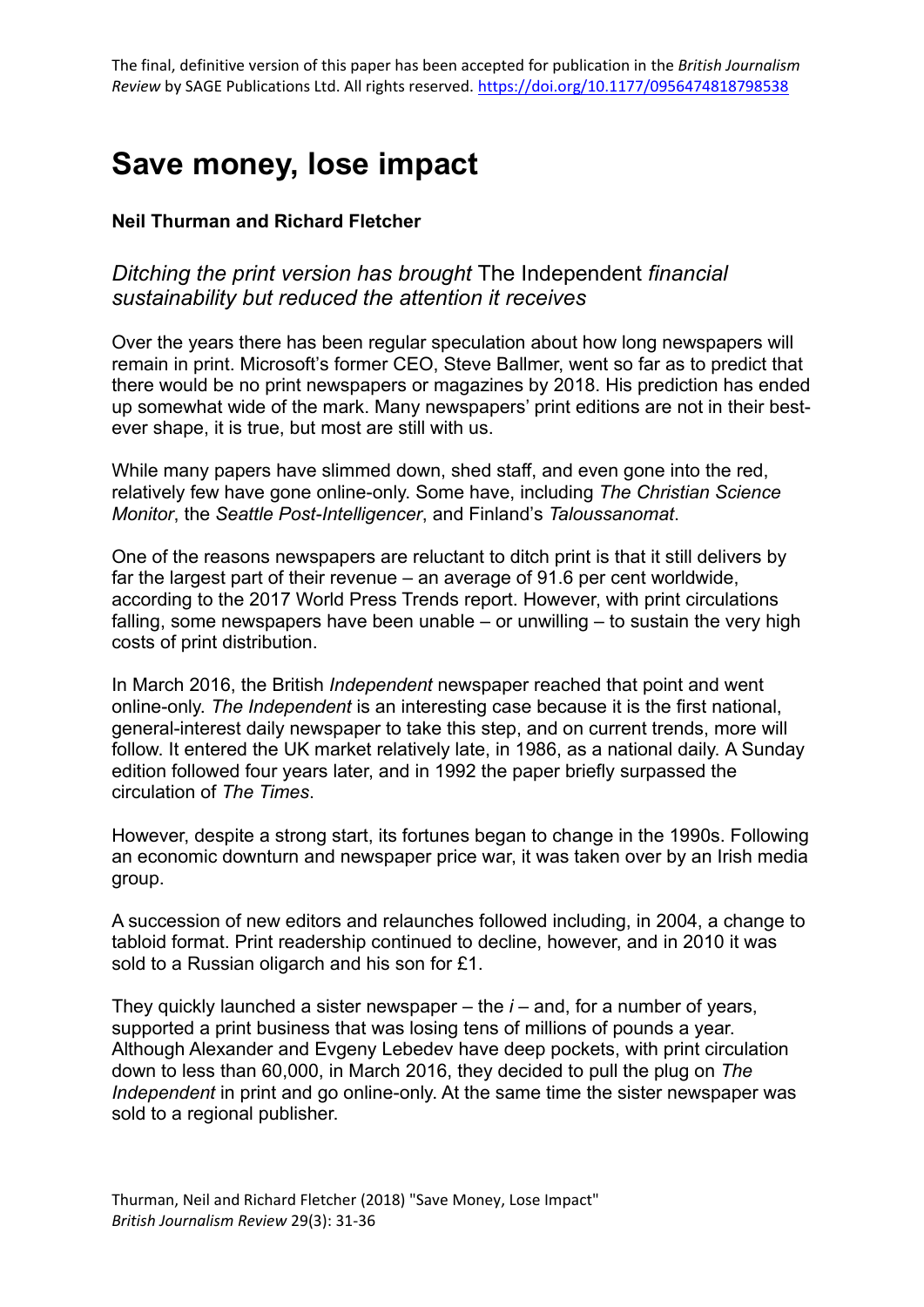The final, definitive version of this paper has been accepted for publication in the *British Journalism Review* by SAGE Publications Ltd. All rights reserved. https://doi.org/10.1177/0956474818798538

# Save money, lose impact

**Neil Thurman and Richard Fletcher**

## *Ditching the print version has brought* The Independent *financial sustainability but reduced the attention it receives*

Over the years there has been regular speculation about how long newspapers will remain in print. Microsoft's former CEO, Steve Ballmer, went so far as to predict that there would be no print newspapers or magazines by 2018. His prediction has ended up somewhat wide of the mark. Many newspapers' print editions are not in their best-ever shape, it is true, but most are still with us.

While many papers have slimmed down, shed staff, and even gone into the red, relatively few have gone online-only. Some have, including *The Christian Science Monitor*, the *Seattle Post-Intelligencer*, and Finland's *Taloussanomat*.

One of the reasons newspapers are reluctant to ditch print is that it still delivers by far the largest part of their revenue – an average of 91.6 per cent worldwide, according to the 2017 World Press Trends report. However, with print circulations falling, some newspapers have been unable – or unwilling – to sustain the very high costs of print distribution.

In March 2016, the British *Independent* newspaper reached that point and went online-only. *The Independent* is an interesting case because it is the first national, general-interest daily newspaper to take this step, and on current trends, more will follow. It entered the UK market relatively late, in 1986, as a national daily. A Sunday edition followed four years later, and in 1992 the paper briefly surpassed the circulation of *The Times*.

However, despite a strong start, its fortunes began to change in the 1990s. Following an economic downturn and newspaper price war, it was taken over by an Irish media group.

A succession of new editors and relaunches followed including, in 2004, a change to tabloid format. Print readership continued to decline, however, and in 2010 it was sold to a Russian oligarch and his son for £1.

They quickly launched a sister newspaper – the *i* – and, for a number of years, supported a print business that was losing tens of millions of pounds a year. Although Alexander and Evgeny Lebedev have deep pockets, with print circulation down to less than 60,000, in March 2016, they decided to pull the plug on *The Independent* in print and go online-only. At the same time the sister newspaper was sold to a regional publisher.

Thurman, Neil and Richard Fletcher (2018) "Save Money, Lose Impact" *British Journalism Review* 29(3): 31-36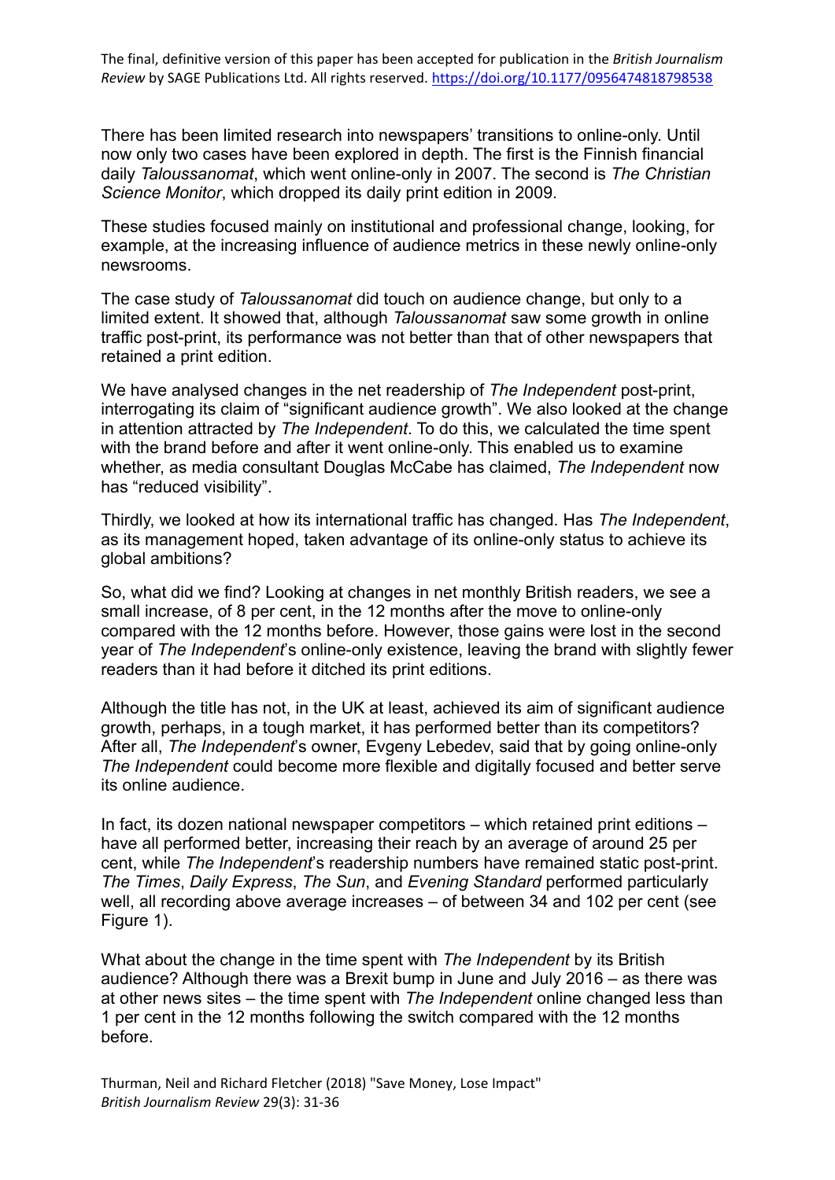There has been limited research into newspapers' transitions to online-only. Until now only two cases have been explored in depth. The first is the Finnish financial daily *Taloussanomat*, which went online-only in 2007. The second is *The Christian Science Monitor*, which dropped its daily print edition in 2009.

These studies focused mainly on institutional and professional change, looking, for example, at the increasing influence of audience metrics in these newly online-only newsrooms.

The case study of *Taloussanomat* did touch on audience change, but only to a limited extent. It showed that, although *Taloussanomat* saw some growth in online traffic post-print, its performance was not better than that of other newspapers that retained a print edition.

We have analysed changes in the net readership of *The Independent* post-print, interrogating its claim of "significant audience growth". We also looked at the change in attention attracted by *The Independent*. To do this, we calculated the time spent with the brand before and after it went online-only. This enabled us to examine whether, as media consultant Douglas McCabe has claimed, *The Independent* now has "reduced visibility".

Thirdly, we looked at how its international traffic has changed. Has *The Independent*, as its management hoped, taken advantage of its online-only status to achieve its global ambitions?

So, what did we find? Looking at changes in net monthly British readers, we see a small increase, of 8 per cent, in the 12 months after the move to online-only compared with the 12 months before. However, those gains were lost in the second year of *The Independent*'s online-only existence, leaving the brand with slightly fewer readers than it had before it ditched its print editions.

Although the title has not, in the UK at least, achieved its aim of significant audience growth, perhaps, in a tough market, it has performed better than its competitors? After all, *The Independent*'s owner, Evgeny Lebedev, said that by going online-only *The Independent* could become more flexible and digitally focused and better serve its online audience.

In fact, its dozen national newspaper competitors – which retained print editions – have all performed better, increasing their reach by an average of around 25 per cent, while *The Independent*'s readership numbers have remained static post-print. *The Times*, *Daily Express*, *The Sun*, and *Evening Standard* performed particularly well, all recording above average increases – of between 34 and 102 per cent (see Figure 1).

What about the change in the time spent with *The Independent* by its British audience? Although there was a Brexit bump in June and July 2016 – as there was at other news sites – the time spent with *The Independent* online changed less than 1 per cent in the 12 months following the switch compared with the 12 months before.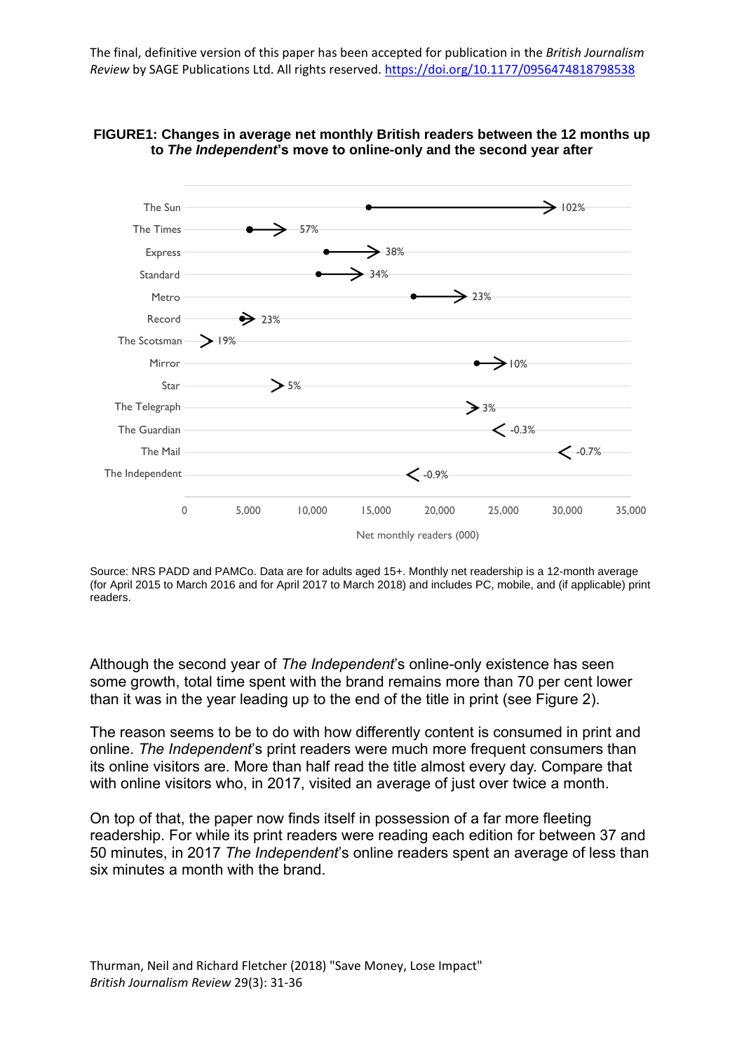The final, definitive version of this paper has been accepted for publication in the *British Journalism Review* by SAGE Publications Ltd. All rights reserved. https://doi.org/10.1177/0956474818798538

**FIGURE1: Changes in average net monthly British readers between the 12 months up to *The Independent*'s move to online-only and the second year after**

Source: NRS PADD and PAMCo. Data are for adults aged 15+. Monthly net readership is a 12-month average (for April 2015 to March 2016 and for April 2017 to March 2018) and includes PC, mobile, and (if applicable) print readers.

Although the second year of *The Independent*'s online-only existence has seen some growth, total time spent with the brand remains more than 70 per cent lower than it was in the year leading up to the end of the title in print (see Figure 2).

The reason seems to be to do with how differently content is consumed in print and online. *The Independent*'s print readers were much more frequent consumers than its online visitors are. More than half read the title almost every day. Compare that with online visitors who, in 2017, visited an average of just over twice a month.

On top of that, the paper now finds itself in possession of a far more fleeting readership. For while its print readers were reading each edition for between 37 and 50 minutes, in 2017 *The Independent*'s online readers spent an average of less than six minutes a month with the brand.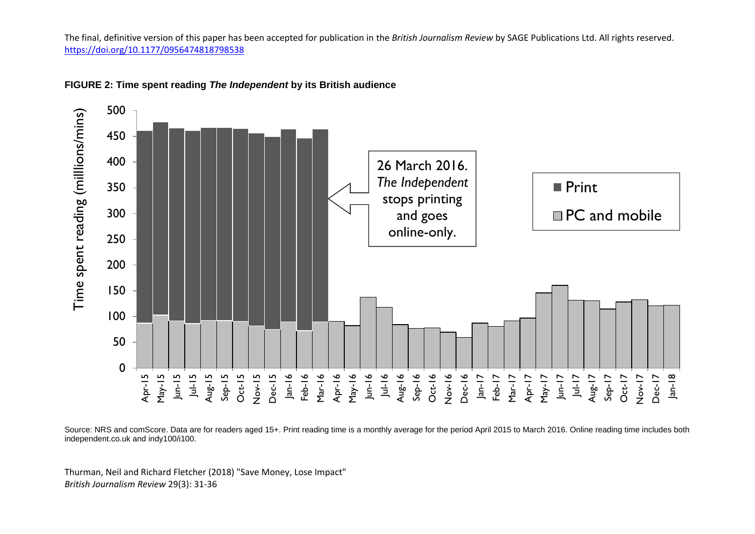The final, definitive version of this paper has been accepted for publication in the *British Journalism Review* by SAGE Publications Ltd. All rights reserved. https://doi.org/10.1177/0956474818798538

**FIGURE 2: Time spent reading *The Independent* by its British audience**

Source: NRS and comScore. Data are for readers aged 15+. Print reading time is a monthly average for the period April 2015 to March 2016. Online reading time includes both independent.co.uk and indy100/i100.

Thurman, Neil and Richard Fletcher (2018) "Save Money, Lose Impact"
*British Journalism Review* 29(3): 31-36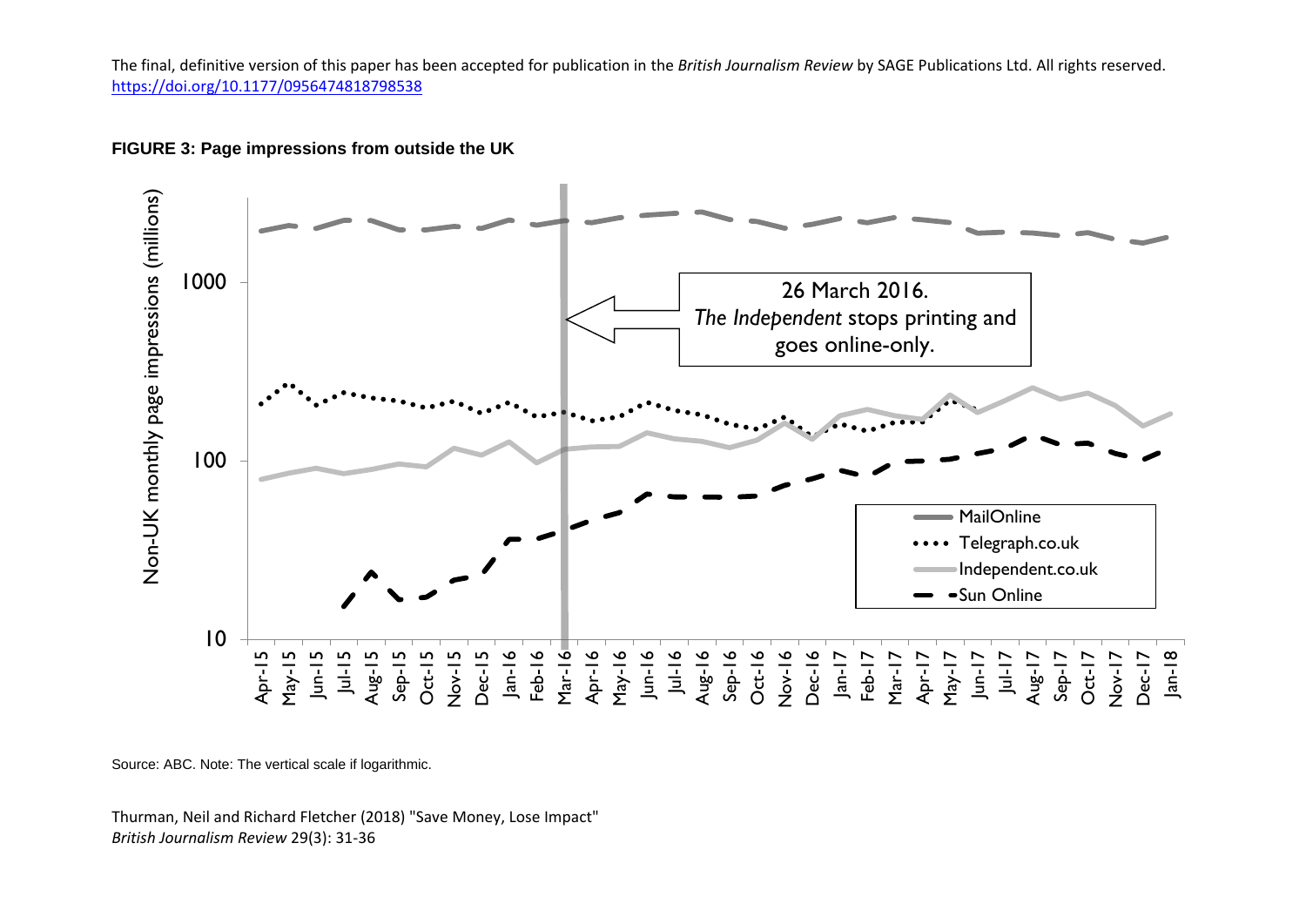The final, definitive version of this paper has been accepted for publication in the *British Journalism Review* by SAGE Publications Ltd. All rights reserved. https://doi.org/10.1177/0956474818798538

**FIGURE 3: Page impressions from outside the UK**

Source: ABC. Note: The vertical scale if logarithmic.

Thurman, Neil and Richard Fletcher (2018) "Save Money, Lose Impact"
*British Journalism Review* 29(3): 31-36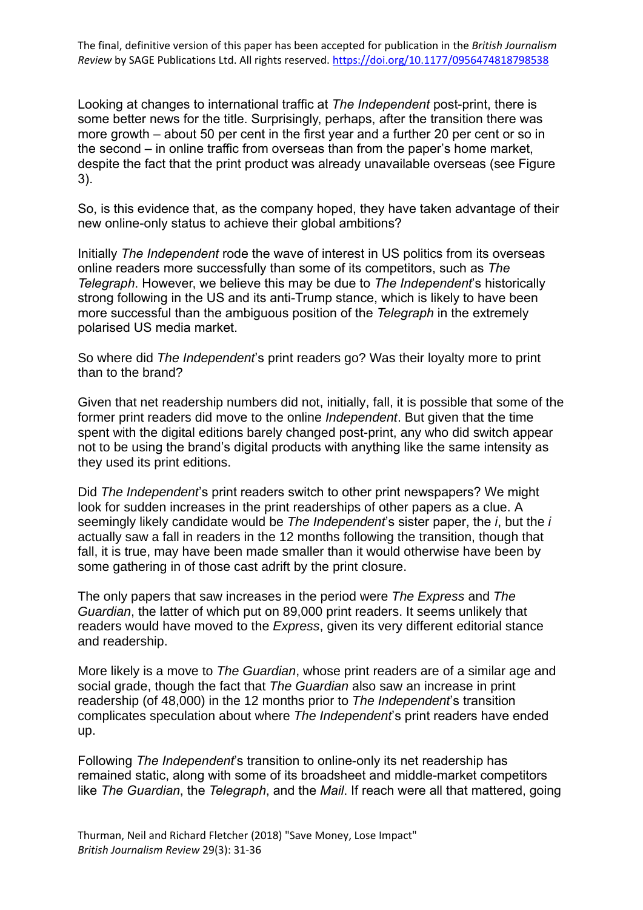Looking at changes to international traffic at *The Independent* post-print, there is some better news for the title. Surprisingly, perhaps, after the transition there was more growth – about 50 per cent in the first year and a further 20 per cent or so in the second – in online traffic from overseas than from the paper's home market, despite the fact that the print product was already unavailable overseas (see Figure 3).

So, is this evidence that, as the company hoped, they have taken advantage of their new online-only status to achieve their global ambitions?

Initially *The Independent* rode the wave of interest in US politics from its overseas online readers more successfully than some of its competitors, such as *The Telegraph*. However, we believe this may be due to *The Independent*'s historically strong following in the US and its anti-Trump stance, which is likely to have been more successful than the ambiguous position of the *Telegraph* in the extremely polarised US media market.

So where did *The Independent*'s print readers go? Was their loyalty more to print than to the brand?

Given that net readership numbers did not, initially, fall, it is possible that some of the former print readers did move to the online *Independent*. But given that the time spent with the digital editions barely changed post-print, any who did switch appear not to be using the brand's digital products with anything like the same intensity as they used its print editions.

Did *The Independent*'s print readers switch to other print newspapers? We might look for sudden increases in the print readerships of other papers as a clue. A seemingly likely candidate would be *The Independent*'s sister paper, the *i*, but the *i* actually saw a fall in readers in the 12 months following the transition, though that fall, it is true, may have been made smaller than it would otherwise have been by some gathering in of those cast adrift by the print closure.

The only papers that saw increases in the period were *The Express* and *The Guardian*, the latter of which put on 89,000 print readers. It seems unlikely that readers would have moved to the *Express*, given its very different editorial stance and readership.

More likely is a move to *The Guardian*, whose print readers are of a similar age and social grade, though the fact that *The Guardian* also saw an increase in print readership (of 48,000) in the 12 months prior to *The Independent*'s transition complicates speculation about where *The Independent*'s print readers have ended up.

Following *The Independent*'s transition to online-only its net readership has remained static, along with some of its broadsheet and middle-market competitors like *The Guardian*, the *Telegraph*, and the *Mail*. If reach were all that mattered, going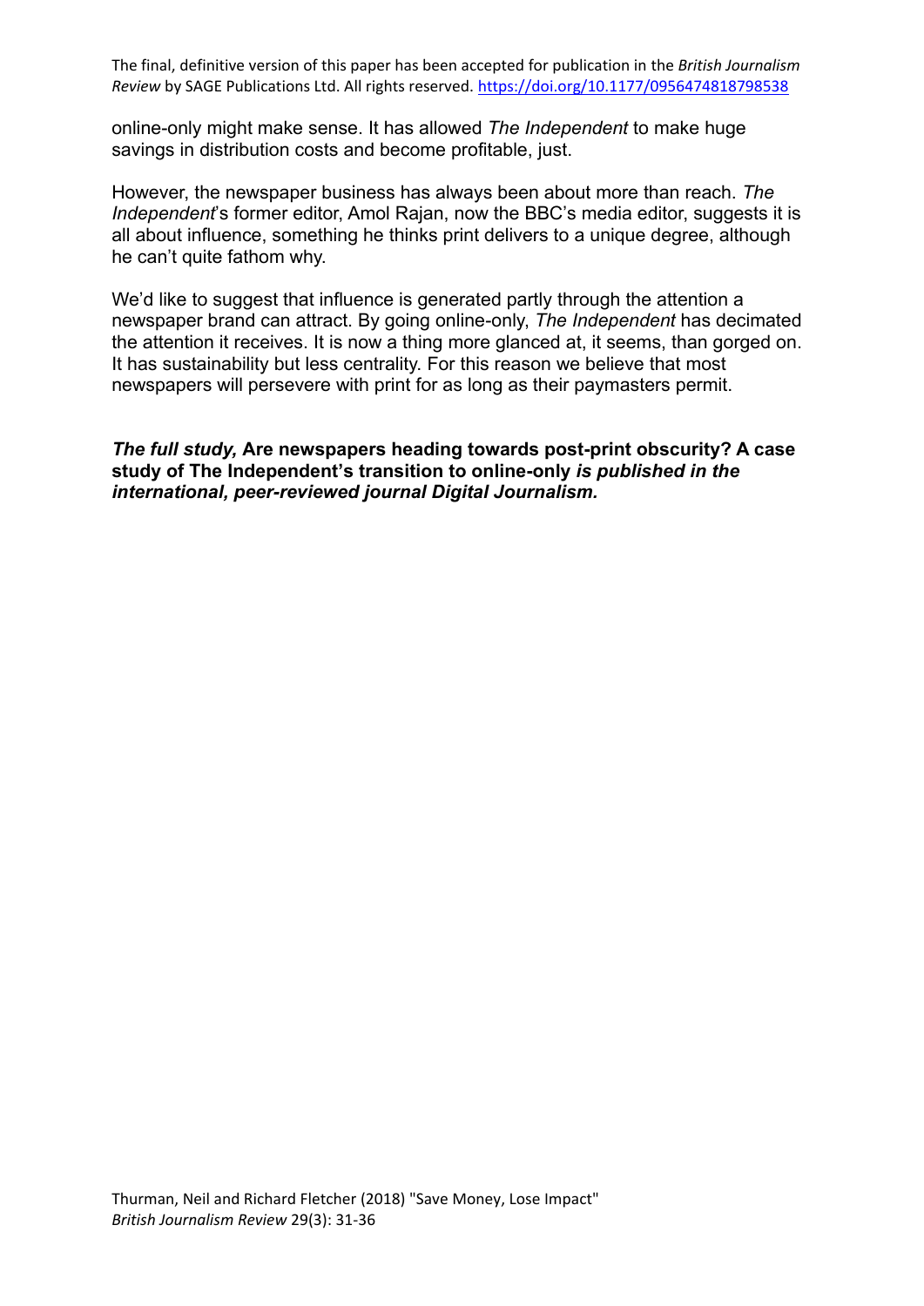online-only might make sense. It has allowed *The Independent* to make huge savings in distribution costs and become profitable, just.

However, the newspaper business has always been about more than reach. *The Independent*'s former editor, Amol Rajan, now the BBC's media editor, suggests it is all about influence, something he thinks print delivers to a unique degree, although he can't quite fathom why.

We'd like to suggest that influence is generated partly through the attention a newspaper brand can attract. By going online-only, *The Independent* has decimated the attention it receives. It is now a thing more glanced at, it seems, than gorged on. It has sustainability but less centrality. For this reason we believe that most newspapers will persevere with print for as long as their paymasters permit.

***The full study,* Are newspapers heading towards post-print obscurity? A case study of The Independent's transition to online-only *is published in the international, peer-reviewed journal Digital Journalism.***